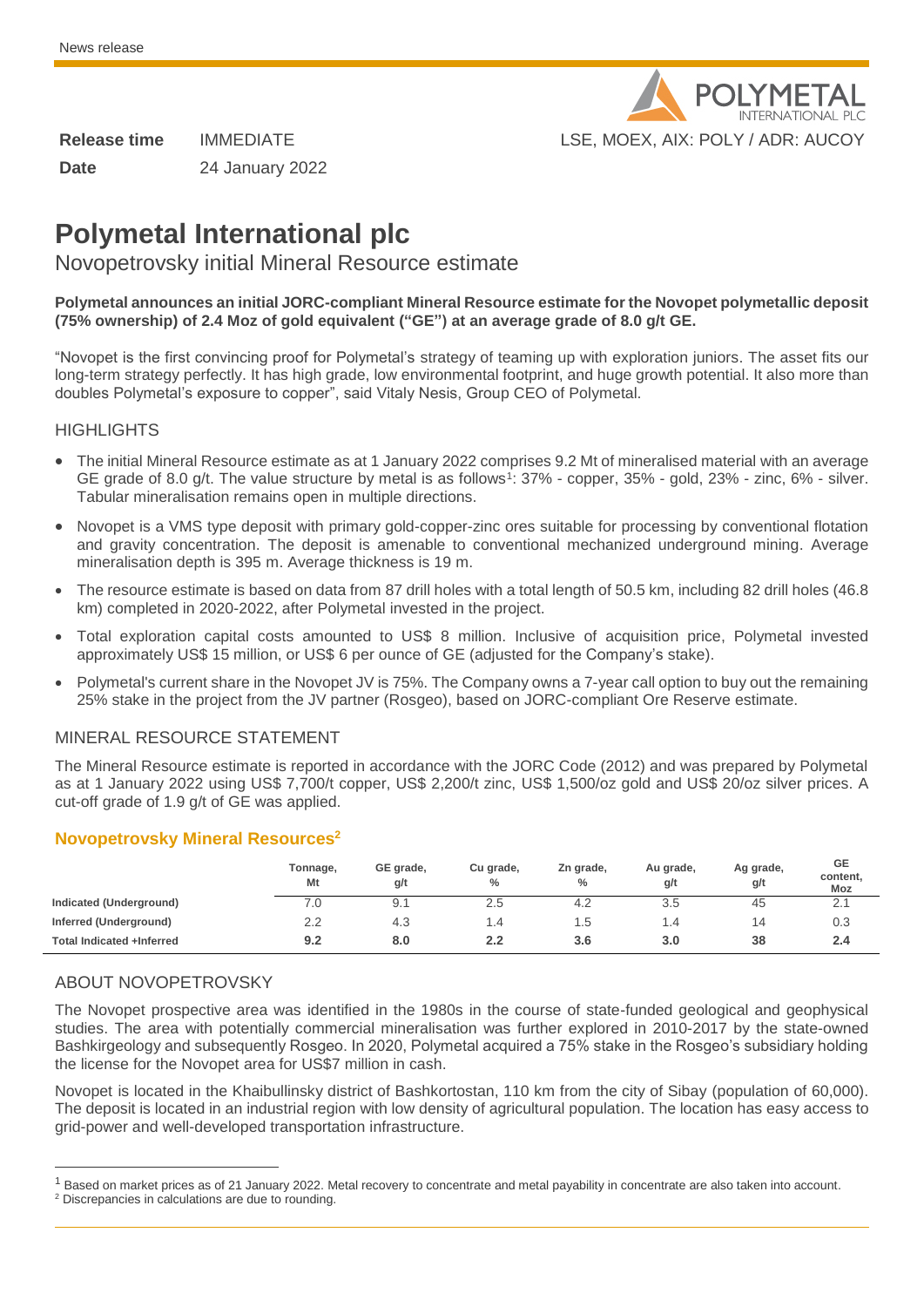News release

**Release time** IMMEDIATE

**Date** 24 January 2022

LSE, MOEX, AIX: POLY / ADR: AUCOY

# Polymetal International plc

## Novopetrovsky initial Mineral Resource estimate

**Polymetal announces an initial JORC-compliant Mineral Resource estimate for the Novopet polymetallic deposit (75% ownership) of 2.4 Moz of gold equivalent ("GE") at an average grade of 8.0 g/t GE.**

"Novopet is the first convincing proof for Polymetal's strategy of teaming up with exploration juniors. The asset fits our long-term strategy perfectly. It has high grade, low environmental footprint, and huge growth potential. It also more than doubles Polymetal's exposure to copper", said Vitaly Nesis, Group CEO of Polymetal.

### HIGHLIGHTS

- The initial Mineral Resource estimate as at 1 January 2022 comprises 9.2 Mt of mineralised material with an average GE grade of 8.0 g/t. The value structure by metal is as follows[1]: 37% - copper, 35% - gold, 23% - zinc, 6% - silver. Tabular mineralisation remains open in multiple directions.
- Novopet is a VMS type deposit with primary gold-copper-zinc ores suitable for processing by conventional flotation and gravity concentration. The deposit is amenable to conventional mechanized underground mining. Average mineralisation depth is 395 m. Average thickness is 19 m.
- The resource estimate is based on data from 87 drill holes with a total length of 50.5 km, including 82 drill holes (46.8 km) completed in 2020-2022, after Polymetal invested in the project.
- Total exploration capital costs amounted to US$ 8 million. Inclusive of acquisition price, Polymetal invested approximately US$ 15 million, or US$ 6 per ounce of GE (adjusted for the Company's stake).
- Polymetal's current share in the Novopet JV is 75%. The Company owns a 7-year call option to buy out the remaining 25% stake in the project from the JV partner (Rosgeo), based on JORC-compliant Ore Reserve estimate.

### MINERAL RESOURCE STATEMENT

The Mineral Resource estimate is reported in accordance with the JORC Code (2012) and was prepared by Polymetal as at 1 January 2022 using US$ 7,700/t copper, US$ 2,200/t zinc, US$ 1,500/oz gold and US$ 20/oz silver prices. A cut-off grade of 1.9 g/t of GE was applied.

#### Novopetrovsky Mineral Resources[2]

| | Tonnage, Mt | GE grade, g/t | Cu grade, % | Zn grade, % | Au grade, g/t | Ag grade, g/t | GE content, Moz |
|---|---|---|---|---|---|---|---|
| Indicated (Underground) | 7.0 | 9.1 | 2.5 | 4.2 | 3.5 | 45 | 2.1 |
| Inferred (Underground) | 2.2 | 4.3 | 1.4 | 1.5 | 1.4 | 14 | 0.3 |
| **Total Indicated +Inferred** | **9.2** | **8.0** | **2.2** | **3.6** | **3.0** | **38** | **2.4** |

### ABOUT NOVOPETROVSKY

The Novopet prospective area was identified in the 1980s in the course of state-funded geological and geophysical studies. The area with potentially commercial mineralisation was further explored in 2010-2017 by the state-owned Bashkirgeology and subsequently Rosgeo. In 2020, Polymetal acquired a 75% stake in the Rosgeo's subsidiary holding the license for the Novopet area for US$7 million in cash.

Novopet is located in the Khaibullinsky district of Bashkortostan, 110 km from the city of Sibay (population of 60,000). The deposit is located in an industrial region with low density of agricultural population. The location has easy access to grid-power and well-developed transportation infrastructure.

[1] Based on market prices as of 21 January 2022. Metal recovery to concentrate and metal payability in concentrate are also taken into account.

[2] Discrepancies in calculations are due to rounding.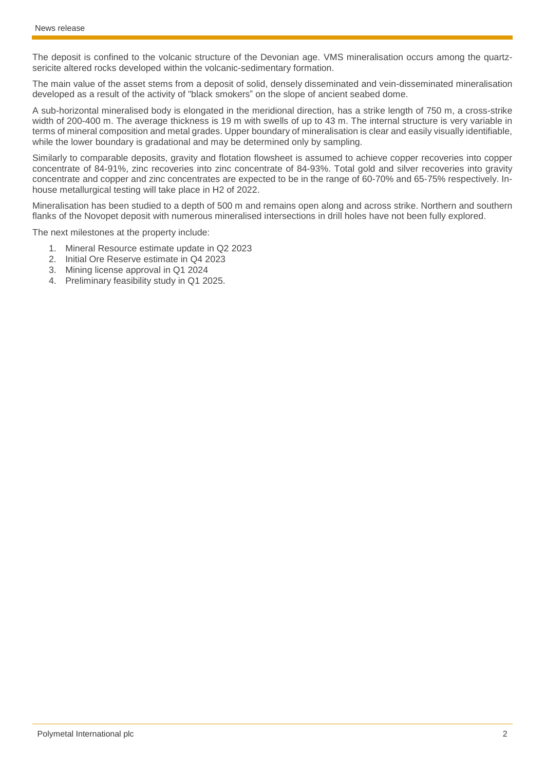The deposit is confined to the volcanic structure of the Devonian age. VMS mineralisation occurs among the quartz-sericite altered rocks developed within the volcanic-sedimentary formation.

The main value of the asset stems from a deposit of solid, densely disseminated and vein-disseminated mineralisation developed as a result of the activity of "black smokers" on the slope of ancient seabed dome.

A sub-horizontal mineralised body is elongated in the meridional direction, has a strike length of 750 m, a cross-strike width of 200-400 m. The average thickness is 19 m with swells of up to 43 m. The internal structure is very variable in terms of mineral composition and metal grades. Upper boundary of mineralisation is clear and easily visually identifiable, while the lower boundary is gradational and may be determined only by sampling.

Similarly to comparable deposits, gravity and flotation flowsheet is assumed to achieve copper recoveries into copper concentrate of 84-91%, zinc recoveries into zinc concentrate of 84-93%. Total gold and silver recoveries into gravity concentrate and copper and zinc concentrates are expected to be in the range of 60-70% and 65-75% respectively. In-house metallurgical testing will take place in H2 of 2022.

Mineralisation has been studied to a depth of 500 m and remains open along and across strike. Northern and southern flanks of the Novopet deposit with numerous mineralised intersections in drill holes have not been fully explored.

The next milestones at the property include:

1. Mineral Resource estimate update in Q2 2023
2. Initial Ore Reserve estimate in Q4 2023
3. Mining license approval in Q1 2024
4. Preliminary feasibility study in Q1 2025.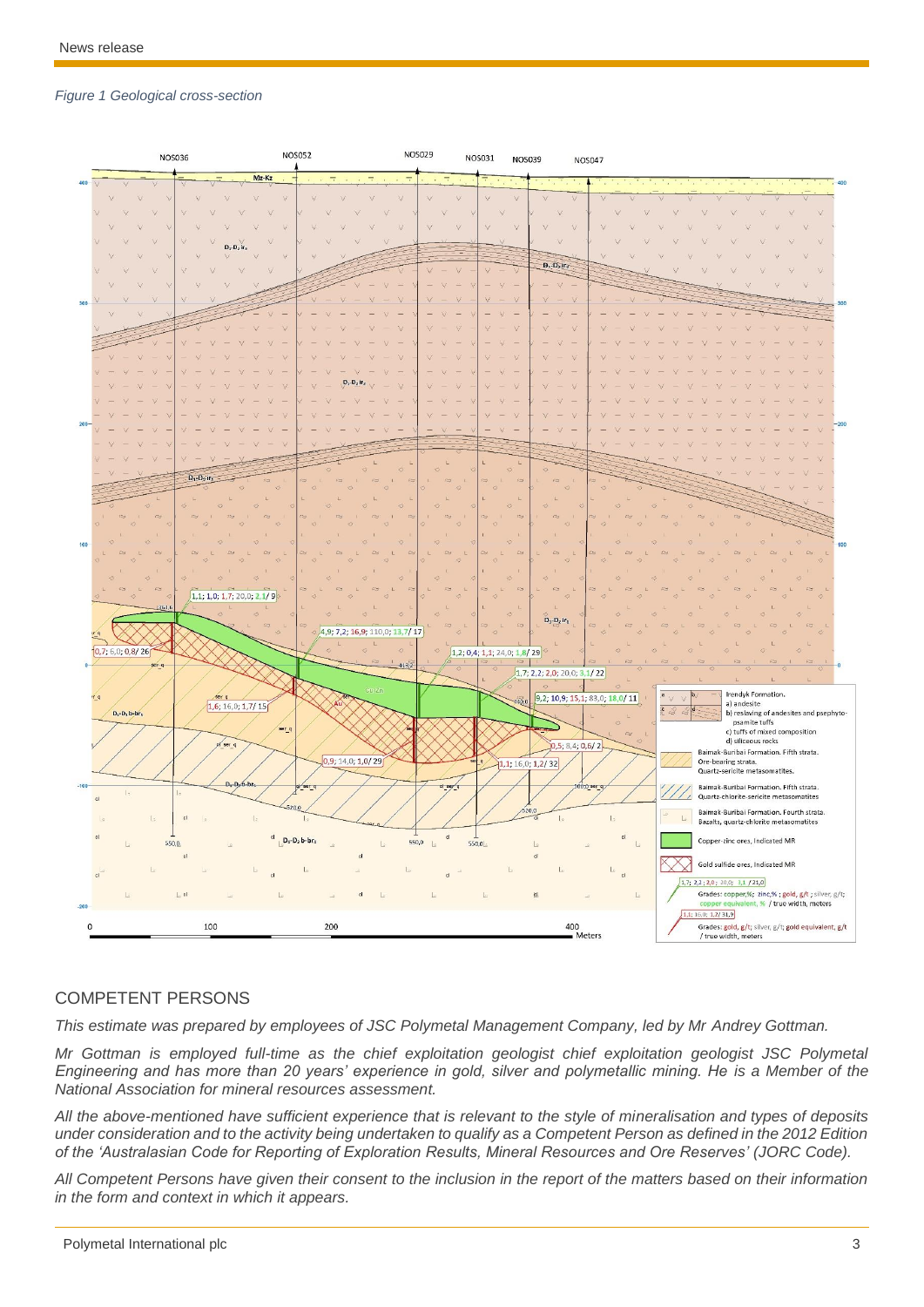*Figure 1 Geological cross-section*

## COMPETENT PERSONS

*This estimate was prepared by employees of JSC Polymetal Management Company, led by Mr Andrey Gottman.*

*Mr Gottman is employed full-time as the chief exploitation geologist chief exploitation geologist JSC Polymetal Engineering and has more than 20 years' experience in gold, silver and polymetallic mining. He is a Member of the National Association for mineral resources assessment.*

*All the above-mentioned have sufficient experience that is relevant to the style of mineralisation and types of deposits under consideration and to the activity being undertaken to qualify as a Competent Person as defined in the 2012 Edition of the 'Australasian Code for Reporting of Exploration Results, Mineral Resources and Ore Reserves' (JORC Code).*

*All Competent Persons have given their consent to the inclusion in the report of the matters based on their information in the form and context in which it appears.*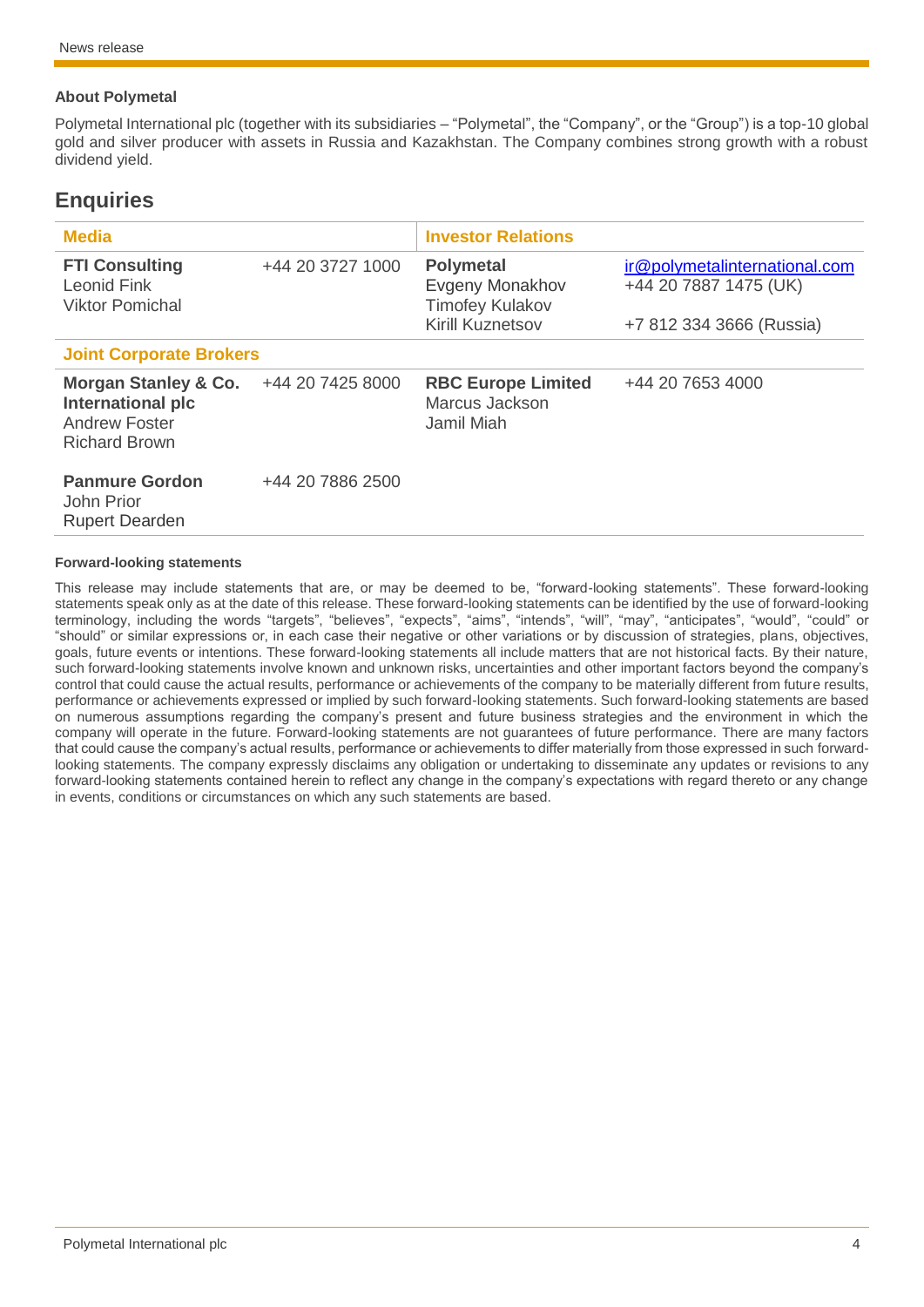### About Polymetal

Polymetal International plc (together with its subsidiaries – "Polymetal", the "Company", or the "Group") is a top-10 global gold and silver producer with assets in Russia and Kazakhstan. The Company combines strong growth with a robust dividend yield.

## Enquiries

| Media | | Investor Relations | |
|---|---|---|---|
| **FTI Consulting**<br>Leonid Fink<br>Viktor Pomichal | +44 20 3727 1000 | **Polymetal**<br>Evgeny Monakhov<br>Timofey Kulakov<br>Kirill Kuznetsov | ir@polymetalinternational.com<br>+44 20 7887 1475 (UK)<br><br>+7 812 334 3666 (Russia) |
| **Joint Corporate Brokers** | | | |
| **Morgan Stanley & Co. International plc**<br>Andrew Foster<br>Richard Brown | +44 20 7425 8000 | **RBC Europe Limited**<br>Marcus Jackson<br>Jamil Miah | +44 20 7653 4000 |
| **Panmure Gordon**<br>John Prior<br>Rupert Dearden | +44 20 7886 2500 | | |

#### Forward-looking statements

This release may include statements that are, or may be deemed to be, "forward-looking statements". These forward-looking statements speak only as at the date of this release. These forward-looking statements can be identified by the use of forward-looking terminology, including the words "targets", "believes", "expects", "aims", "intends", "will", "may", "anticipates", "would", "could" or "should" or similar expressions or, in each case their negative or other variations or by discussion of strategies, plans, objectives, goals, future events or intentions. These forward-looking statements all include matters that are not historical facts. By their nature, such forward-looking statements involve known and unknown risks, uncertainties and other important factors beyond the company's control that could cause the actual results, performance or achievements of the company to be materially different from future results, performance or achievements expressed or implied by such forward-looking statements. Such forward-looking statements are based on numerous assumptions regarding the company's present and future business strategies and the environment in which the company will operate in the future. Forward-looking statements are not guarantees of future performance. There are many factors that could cause the company's actual results, performance or achievements to differ materially from those expressed in such forward-looking statements. The company expressly disclaims any obligation or undertaking to disseminate any updates or revisions to any forward-looking statements contained herein to reflect any change in the company's expectations with regard thereto or any change in events, conditions or circumstances on which any such statements are based.